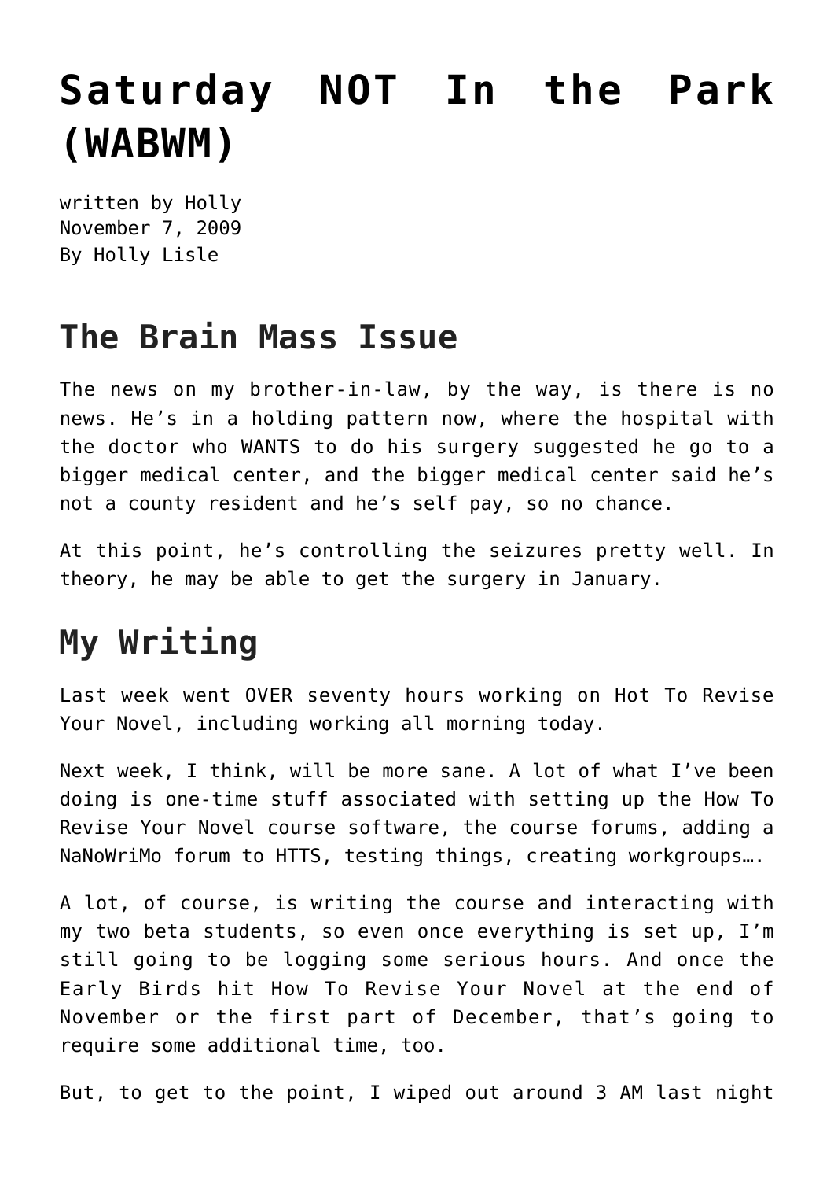# Saturday NOT In the Park (WABWM)

written by Holly
November 7, 2009
By Holly Lisle

## The Brain Mass Issue

The news on my brother-in-law, by the way, is there is no news. He's in a holding pattern now, where the hospital with the doctor who WANTS to do his surgery suggested he go to a bigger medical center, and the bigger medical center said he's not a county resident and he's self pay, so no chance.

At this point, he's controlling the seizures pretty well. In theory, he may be able to get the surgery in January.

## My Writing

Last week went OVER seventy hours working on Hot To Revise Your Novel, including working all morning today.

Next week, I think, will be more sane. A lot of what I've been doing is one-time stuff associated with setting up the How To Revise Your Novel course software, the course forums, adding a NaNoWriMo forum to HTTS, testing things, creating workgroups….

A lot, of course, is writing the course and interacting with my two beta students, so even once everything is set up, I'm still going to be logging some serious hours. And once the Early Birds hit How To Revise Your Novel at the end of November or the first part of December, that's going to require some additional time, too.

But, to get to the point, I wiped out around 3 AM last night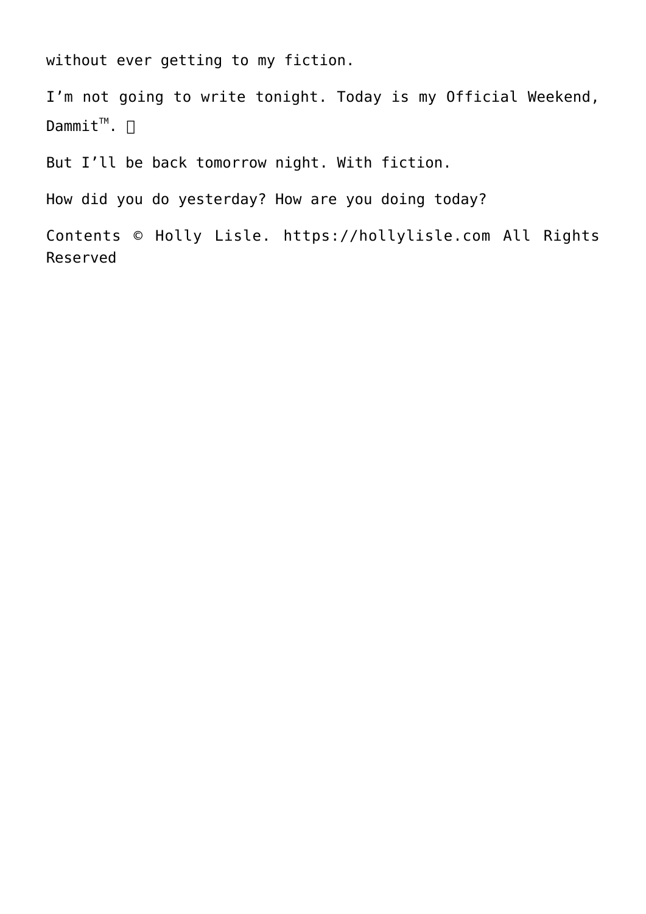without ever getting to my fiction.

I’m not going to write tonight. Today is my Official Weekend, Dammit™. 

But I’ll be back tomorrow night. With fiction.

How did you do yesterday? How are you doing today?

Contents © Holly Lisle. https://hollylisle.com All Rights Reserved